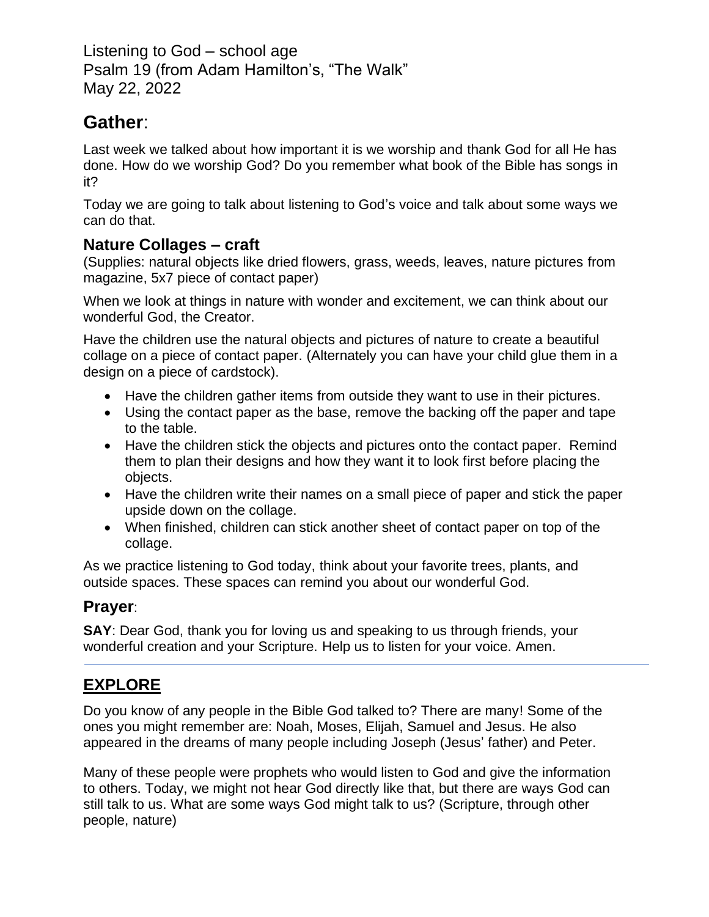Listening to God – school age
Psalm 19 (from Adam Hamilton's, "The Walk"
May 22, 2022

# Gather:

Last week we talked about how important it is we worship and thank God for all He has done. How do we worship God? Do you remember what book of the Bible has songs in it?

Today we are going to talk about listening to God's voice and talk about some ways we can do that.

## Nature Collages – craft

(Supplies: natural objects like dried flowers, grass, weeds, leaves, nature pictures from magazine, 5x7 piece of contact paper)

When we look at things in nature with wonder and excitement, we can think about our wonderful God, the Creator.

Have the children use the natural objects and pictures of nature to create a beautiful collage on a piece of contact paper. (Alternately you can have your child glue them in a design on a piece of cardstock).

- Have the children gather items from outside they want to use in their pictures.
- Using the contact paper as the base, remove the backing off the paper and tape to the table.
- Have the children stick the objects and pictures onto the contact paper. Remind them to plan their designs and how they want it to look first before placing the objects.
- Have the children write their names on a small piece of paper and stick the paper upside down on the collage.
- When finished, children can stick another sheet of contact paper on top of the collage.

As we practice listening to God today, think about your favorite trees, plants, and outside spaces. These spaces can remind you about our wonderful God.

## Prayer:

**SAY**: Dear God, thank you for loving us and speaking to us through friends, your wonderful creation and your Scripture. Help us to listen for your voice. Amen.

---

## EXPLORE

Do you know of any people in the Bible God talked to? There are many! Some of the ones you might remember are: Noah, Moses, Elijah, Samuel and Jesus. He also appeared in the dreams of many people including Joseph (Jesus' father) and Peter.

Many of these people were prophets who would listen to God and give the information to others. Today, we might not hear God directly like that, but there are ways God can still talk to us. What are some ways God might talk to us? (Scripture, through other people, nature)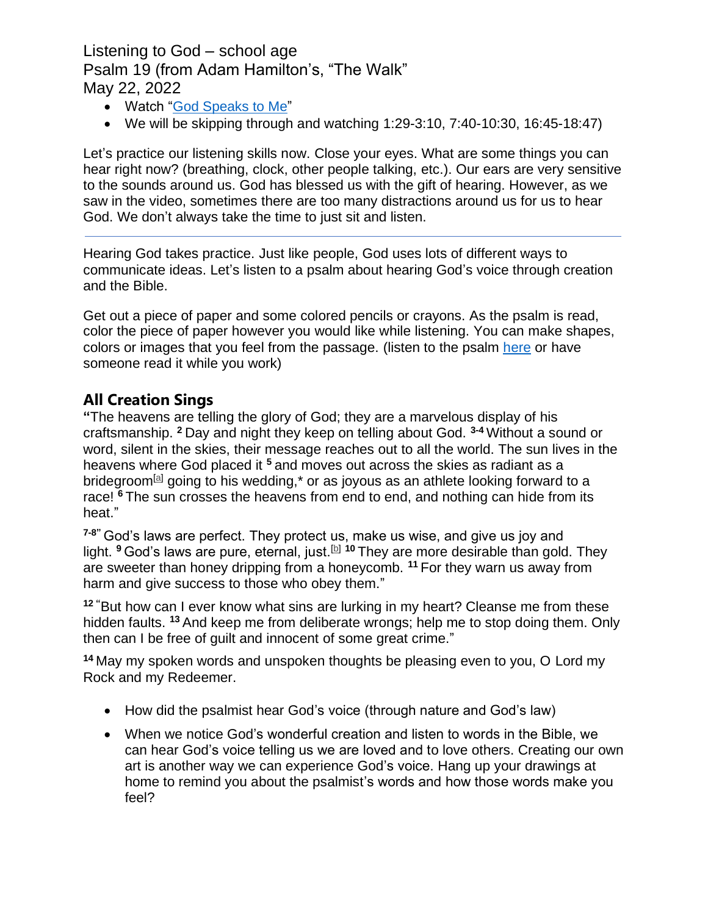Listening to God – school age
Psalm 19 (from Adam Hamilton's, "The Walk"
May 22, 2022

- Watch "God Speaks to Me"
- We will be skipping through and watching 1:29-3:10, 7:40-10:30, 16:45-18:47)

Let's practice our listening skills now. Close your eyes. What are some things you can hear right now? (breathing, clock, other people talking, etc.). Our ears are very sensitive to the sounds around us. God has blessed us with the gift of hearing. However, as we saw in the video, sometimes there are too many distractions around us for us to hear God. We don't always take the time to just sit and listen.

---

Hearing God takes practice. Just like people, God uses lots of different ways to communicate ideas. Let's listen to a psalm about hearing God's voice through creation and the Bible.

Get out a piece of paper and some colored pencils or crayons. As the psalm is read, color the piece of paper however you would like while listening. You can make shapes, colors or images that you feel from the passage. (listen to the psalm here or have someone read it while you work)

## All Creation Sings

"The heavens are telling the glory of God; they are a marvelous display of his craftsmanship. **2** Day and night they keep on telling about God. **3-4** Without a sound or word, silent in the skies, their message reaches out to all the world. The sun lives in the heavens where God placed it **5** and moves out across the skies as radiant as a bridegroom[a] going to his wedding,* or as joyous as an athlete looking forward to a race! **6** The sun crosses the heavens from end to end, and nothing can hide from its heat."

**7-8**" God's laws are perfect. They protect us, make us wise, and give us joy and light. **9** God's laws are pure, eternal, just.[b] **10** They are more desirable than gold. They are sweeter than honey dripping from a honeycomb. **11** For they warn us away from harm and give success to those who obey them."

**12** "But how can I ever know what sins are lurking in my heart? Cleanse me from these hidden faults. **13** And keep me from deliberate wrongs; help me to stop doing them. Only then can I be free of guilt and innocent of some great crime."

**14** May my spoken words and unspoken thoughts be pleasing even to you, O Lord my Rock and my Redeemer.

- How did the psalmist hear God's voice (through nature and God's law)
- When we notice God's wonderful creation and listen to words in the Bible, we can hear God's voice telling us we are loved and to love others. Creating our own art is another way we can experience God's voice. Hang up your drawings at home to remind you about the psalmist's words and how those words make you feel?